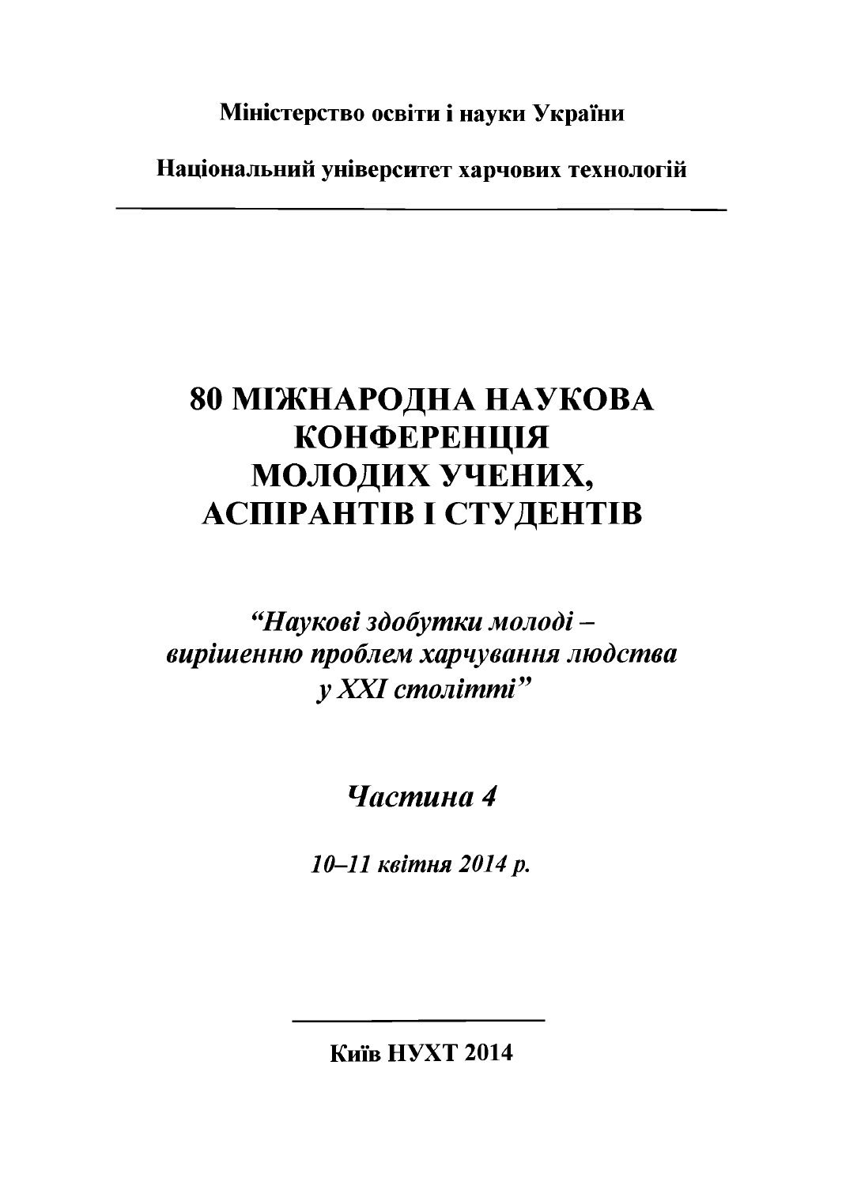**Міністерство освіти і науки України**

**Національний університет харчових технологій**

---

# 80 МІЖНАРОДНА НАУКОВА КОНФЕРЕНЦІЯ МОЛОДИХ УЧЕНИХ, АСПІРАНТІВ І СТУДЕНТІВ

***"Наукові здобутки молоді – вирішенню проблем харчування людства у XXI столітті"***

## *Частина 4*

***10–11 квітня 2014 р.***

---

**Київ НУХТ 2014**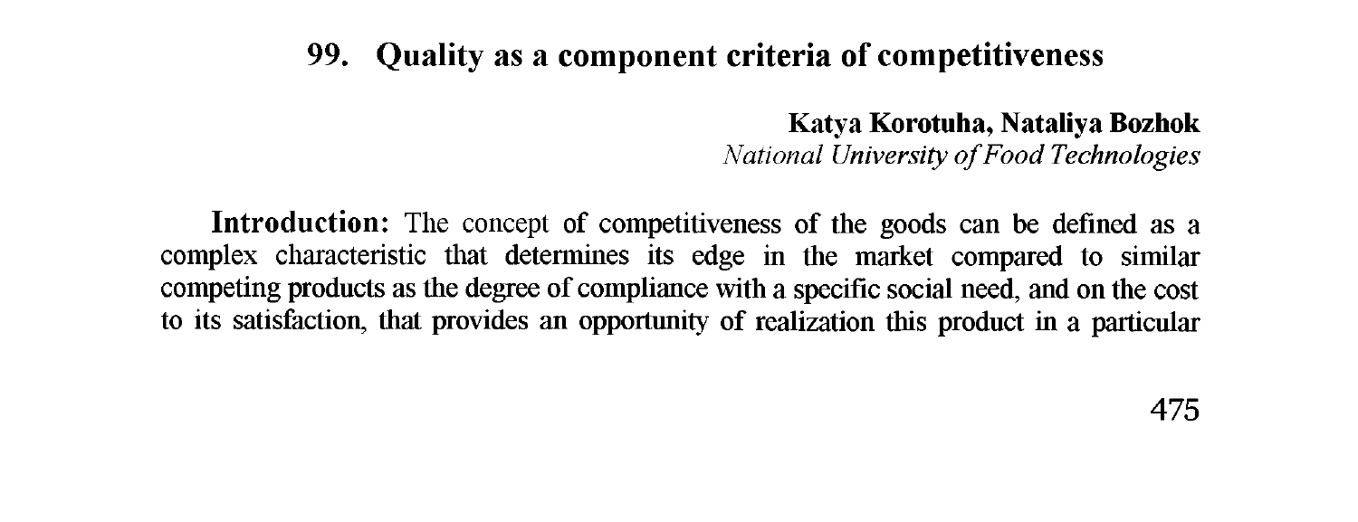# 99. Quality as a component criteria of competitiveness

**Katya Korotuha, Nataliya Bozhok**
*National University of Food Technologies*

**Introduction:** The concept of competitiveness of the goods can be defined as a complex characteristic that determines its edge in the market compared to similar competing products as the degree of compliance with a specific social need, and on the cost to its satisfaction, that provides an opportunity of realization this product in a particular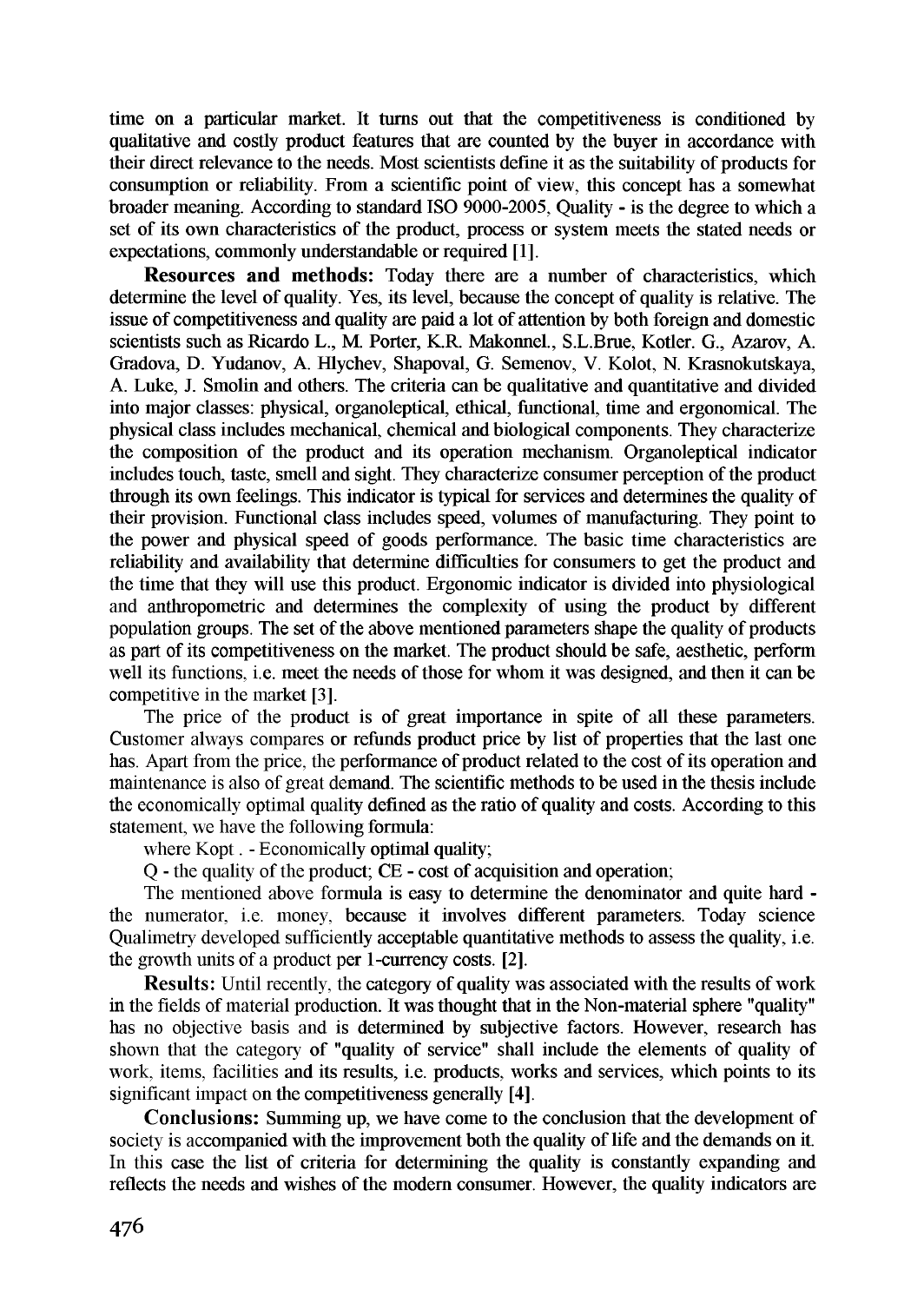time on a particular market. It turns out that the competitiveness is conditioned by qualitative and costly product features that are counted by the buyer in accordance with their direct relevance to the needs. Most scientists define it as the suitability of products for consumption or reliability. From a scientific point of view, this concept has a somewhat broader meaning. According to standard ISO 9000-2005, Quality - is the degree to which a set of its own characteristics of the product, process or system meets the stated needs or expectations, commonly understandable or required [1].

**Resources and methods:** Today there are a number of characteristics, which determine the level of quality. Yes, its level, because the concept of quality is relative. The issue of competitiveness and quality are paid a lot of attention by both foreign and domestic scientists such as Ricardo L., M. Porter, K.R. Makonnel., S.L.Brue, Kotler. G., Azarov, A. Gradova, D. Yudanov, A. Hlychev, Shapoval, G. Semenov, V. Kolot, N. Krasnokutskaya, A. Luke, J. Smolin and others. The criteria can be qualitative and quantitative and divided into major classes: physical, organoleptical, ethical, functional, time and ergonomical. The physical class includes mechanical, chemical and biological components. They characterize the composition of the product and its operation mechanism. Organoleptical indicator includes touch, taste, smell and sight. They characterize consumer perception of the product through its own feelings. This indicator is typical for services and determines the quality of their provision. Functional class includes speed, volumes of manufacturing. They point to the power and physical speed of goods performance. The basic time characteristics are reliability and availability that determine difficulties for consumers to get the product and the time that they will use this product. Ergonomic indicator is divided into physiological and anthropometric and determines the complexity of using the product by different population groups. The set of the above mentioned parameters shape the quality of products as part of its competitiveness on the market. The product should be safe, aesthetic, perform well its functions, i.e. meet the needs of those for whom it was designed, and then it can be competitive in the market [3].

The price of the product is of great importance in spite of all these parameters. Customer always compares or refunds product price by list of properties that the last one has. Apart from the price, the performance of product related to the cost of its operation and maintenance is also of great demand. The scientific methods to be used in the thesis include the economically optimal quality defined as the ratio of quality and costs. According to this statement, we have the following formula:

where Kopt . - Economically optimal quality;

Q - the quality of the product; CE - cost of acquisition and operation;

The mentioned above formula is easy to determine the denominator and quite hard - the numerator, i.e. money, because it involves different parameters. Today science Qualimetry developed sufficiently acceptable quantitative methods to assess the quality, i.e. the growth units of a product per 1-currency costs. [2].

**Results:** Until recently, the category of quality was associated with the results of work in the fields of material production. It was thought that in the Non-material sphere "quality" has no objective basis and is determined by subjective factors. However, research has shown that the category of "quality of service" shall include the elements of quality of work, items, facilities and its results, i.e. products, works and services, which points to its significant impact on the competitiveness generally [4].

**Conclusions:** Summing up, we have come to the conclusion that the development of society is accompanied with the improvement both the quality of life and the demands on it. In this case the list of criteria for determining the quality is constantly expanding and reflects the needs and wishes of the modern consumer. However, the quality indicators are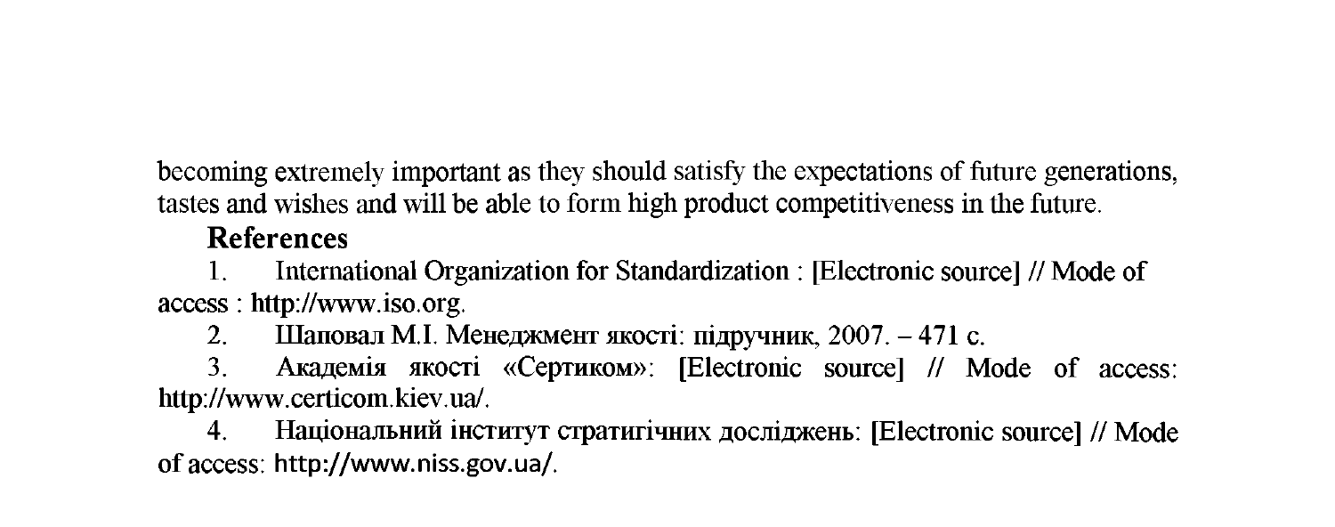becoming extremely important as they should satisfy the expectations of future generations, tastes and wishes and will be able to form high product competitiveness in the future.

## References

1. International Organization for Standardization : [Electronic source] // Mode of access : http://www.iso.org.
2. Шаповал М.І. Менеджмент якості: підручник, 2007. – 471 с.
3. Академія якості «Сертиком»: [Electronic source] // Mode of access: http://www.certicom.kiev.ua/.
4. Національний інститут стратигічних досліджень: [Electronic source] // Mode of access: http://www.niss.gov.ua/.